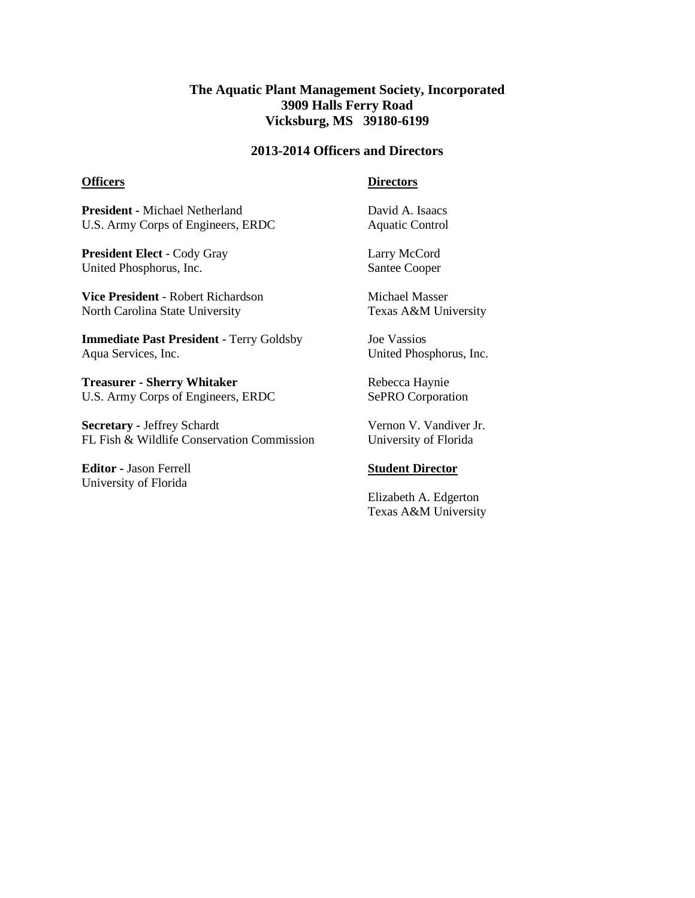**The Aquatic Plant Management Society, Incorporated**
**3909 Halls Ferry Road**
**Vicksburg, MS 39180-6199**

## 2013-2014 Officers and Directors

### Officers

**President -** Michael Netherland
U.S. Army Corps of Engineers, ERDC

**President Elect** - Cody Gray
United Phosphorus, Inc.

**Vice President** - Robert Richardson
North Carolina State University

**Immediate Past President** - Terry Goldsby
Aqua Services, Inc.

**Treasurer - Sherry Whitaker**
U.S. Army Corps of Engineers, ERDC

**Secretary -** Jeffrey Schardt
FL Fish & Wildlife Conservation Commission

**Editor -** Jason Ferrell
University of Florida

### Directors

David A. Isaacs
Aquatic Control

Larry McCord
Santee Cooper

Michael Masser
Texas A&M University

Joe Vassios
United Phosphorus, Inc.

Rebecca Haynie
SePRO Corporation

Vernon V. Vandiver Jr.
University of Florida

### Student Director

Elizabeth A. Edgerton
Texas A&M University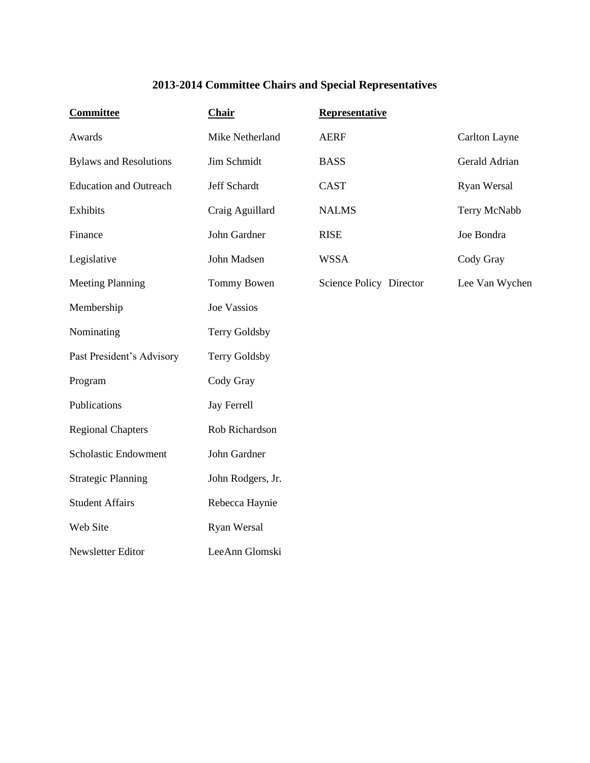## 2013-2014 Committee Chairs and Special Representatives

| Committee | Chair | Representative | |
|---|---|---|---|
| Awards | Mike Netherland | AERF | Carlton Layne |
| Bylaws and Resolutions | Jim Schmidt | BASS | Gerald Adrian |
| Education and Outreach | Jeff Schardt | CAST | Ryan Wersal |
| Exhibits | Craig Aguillard | NALMS | Terry McNabb |
| Finance | John Gardner | RISE | Joe Bondra |
| Legislative | John Madsen | WSSA | Cody Gray |
| Meeting Planning | Tommy Bowen | Science Policy Director | Lee Van Wychen |
| Membership | Joe Vassios | | |
| Nominating | Terry Goldsby | | |
| Past President's Advisory | Terry Goldsby | | |
| Program | Cody Gray | | |
| Publications | Jay Ferrell | | |
| Regional Chapters | Rob Richardson | | |
| Scholastic Endowment | John Gardner | | |
| Strategic Planning | John Rodgers, Jr. | | |
| Student Affairs | Rebecca Haynie | | |
| Web Site | Ryan Wersal | | |
| Newsletter Editor | LeeAnn Glomski | | |